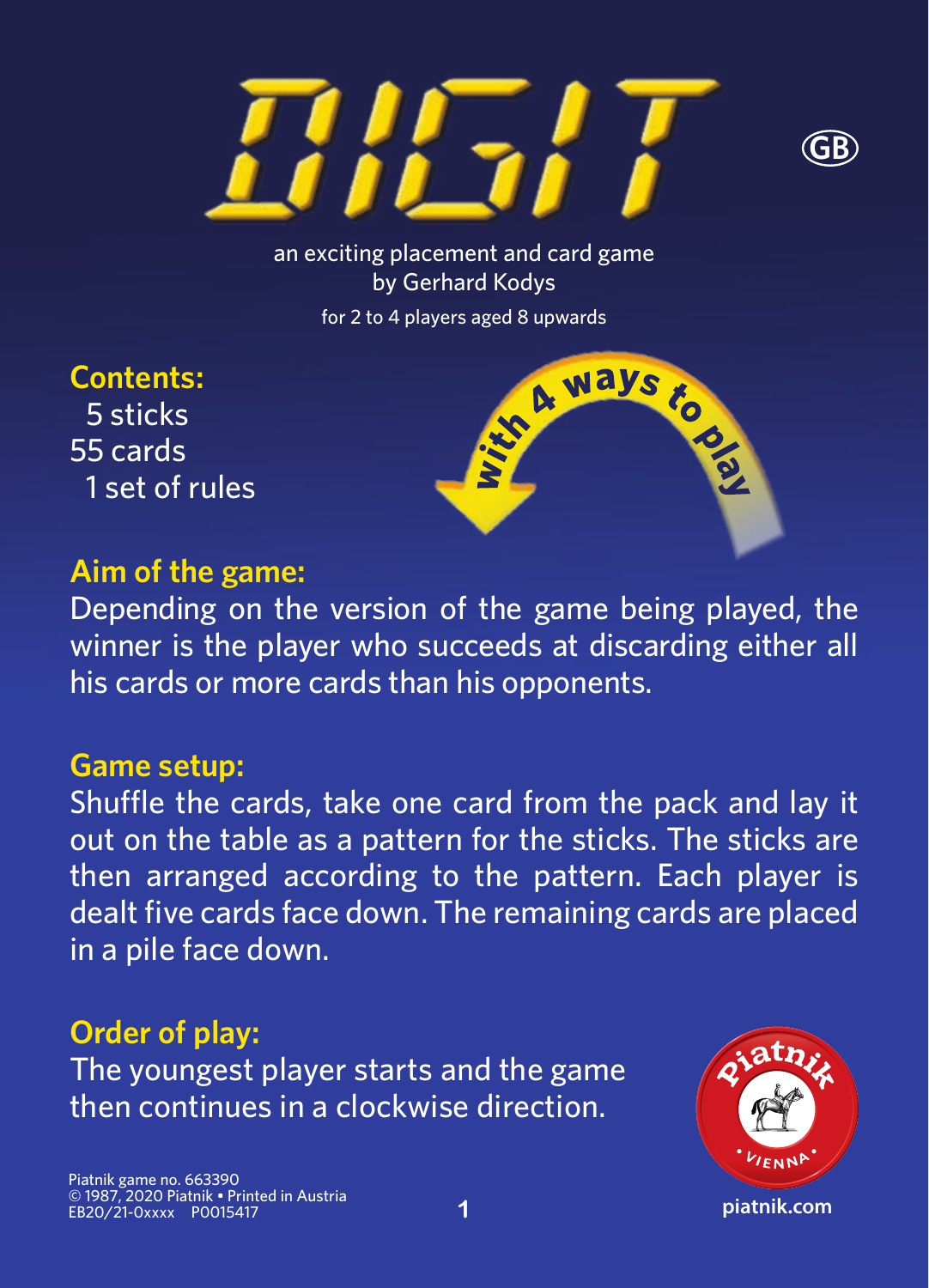# DIGIT

GB

an exciting placement and card game
by Gerhard Kodys

for 2 to 4 players aged 8 upwards

with 4 ways to play

## Contents:

5 sticks
55 cards
1 set of rules

## Aim of the game:

Depending on the version of the game being played, the winner is the player who succeeds at discarding either all his cards or more cards than his opponents.

## Game setup:

Shuffle the cards, take one card from the pack and lay it out on the table as a pattern for the sticks. The sticks are then arranged according to the pattern. Each player is dealt five cards face down. The remaining cards are placed in a pile face down.

## Order of play:

The youngest player starts and the game then continues in a clockwise direction.

Piatnik game no. 663390
© 1987, 2020 Piatnik • Printed in Austria
EB20/21-0xxxx P0015417

piatnik.com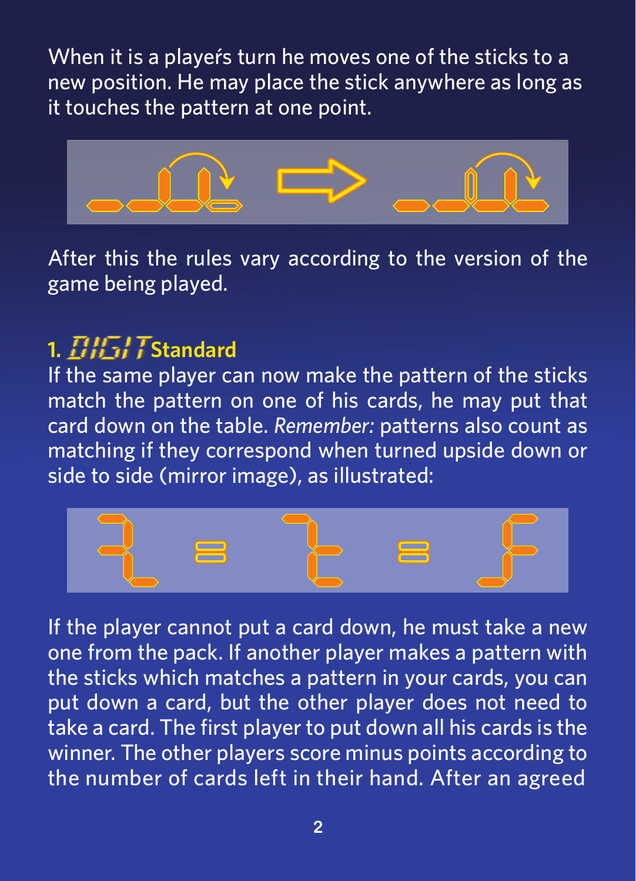When it is a player's turn he moves one of the sticks to a new position. He may place the stick anywhere as long as it touches the pattern at one point.

After this the rules vary according to the version of the game being played.

## 1. DIGIT Standard

If the same player can now make the pattern of the sticks match the pattern on one of his cards, he may put that card down on the table. *Remember:* patterns also count as matching if they correspond when turned upside down or side to side (mirror image), as illustrated:

If the player cannot put a card down, he must take a new one from the pack. If another player makes a pattern with the sticks which matches a pattern in your cards, you can put down a card, but the other player does not need to take a card. The first player to put down all his cards is the winner. The other players score minus points according to the number of cards left in their hand. After an agreed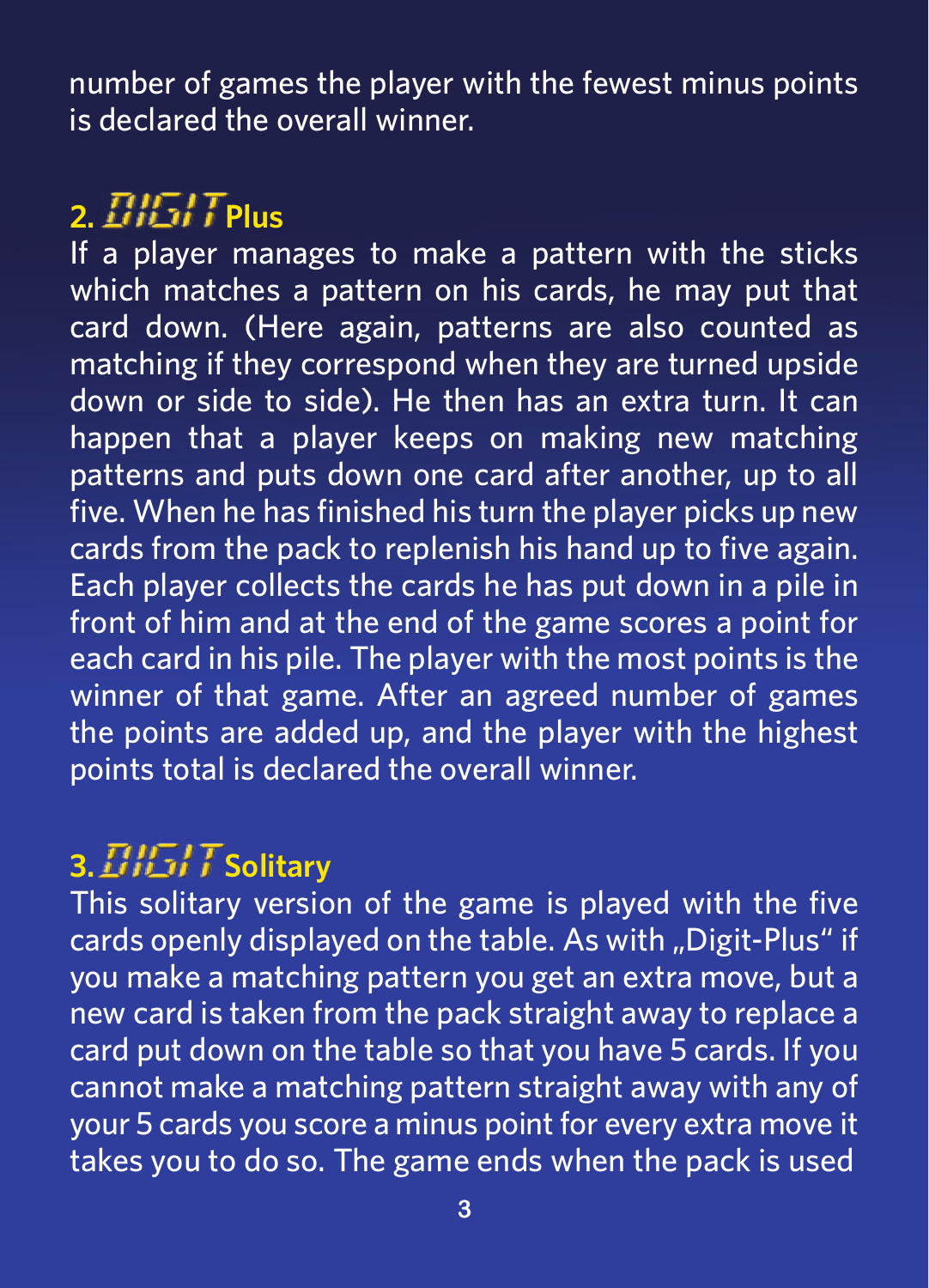number of games the player with the fewest minus points is declared the overall winner.

## 2. DIGIT Plus

If a player manages to make a pattern with the sticks which matches a pattern on his cards, he may put that card down. (Here again, patterns are also counted as matching if they correspond when they are turned upside down or side to side). He then has an extra turn. It can happen that a player keeps on making new matching patterns and puts down one card after another, up to all five. When he has finished his turn the player picks up new cards from the pack to replenish his hand up to five again. Each player collects the cards he has put down in a pile in front of him and at the end of the game scores a point for each card in his pile. The player with the most points is the winner of that game. After an agreed number of games the points are added up, and the player with the highest points total is declared the overall winner.

## 3. DIGIT Solitary

This solitary version of the game is played with the five cards openly displayed on the table. As with „Digit-Plus“ if you make a matching pattern you get an extra move, but a new card is taken from the pack straight away to replace a card put down on the table so that you have 5 cards. If you cannot make a matching pattern straight away with any of your 5 cards you score a minus point for every extra move it takes you to do so. The game ends when the pack is used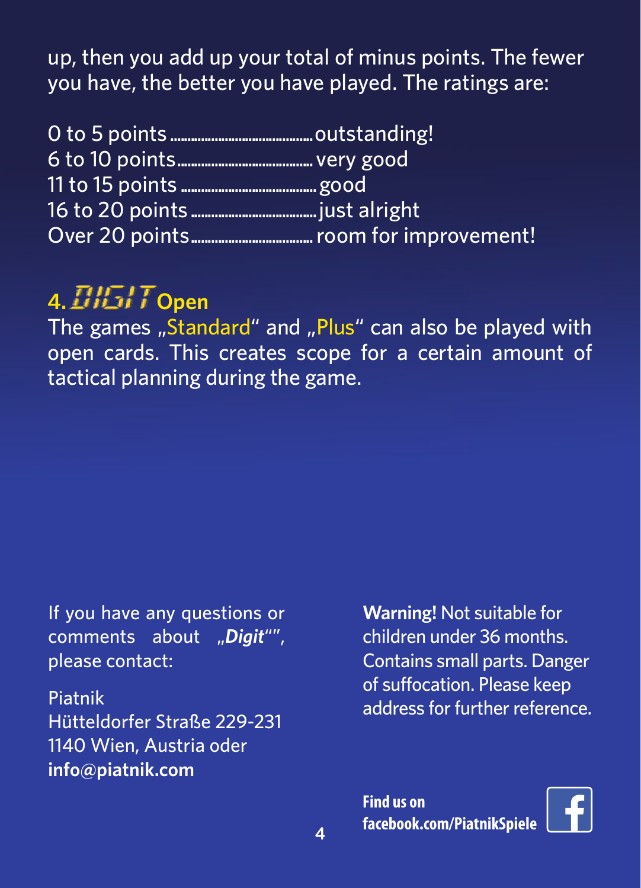up, then you add up your total of minus points. The fewer you have, the better you have played. The ratings are:

0 to 5 points ........................................ outstanding!
6 to 10 points ...................................... very good
11 to 15 points ..................................... good
16 to 20 points .................................... just alright
Over 20 points .................................... room for improvement!

## 4. DIGIT Open

The games „Standard" and „Plus" can also be played with open cards. This creates scope for a certain amount of tactical planning during the game.

If you have any questions or comments about „***Digit***"", please contact:

Piatnik
Hütteldorfer Straße 229-231
1140 Wien, Austria oder
**info@piatnik.com**

**Warning!** Not suitable for children under 36 months. Contains small parts. Danger of suffocation. Please keep address for further reference.

**Find us on**
**facebook.com/PiatnikSpiele**